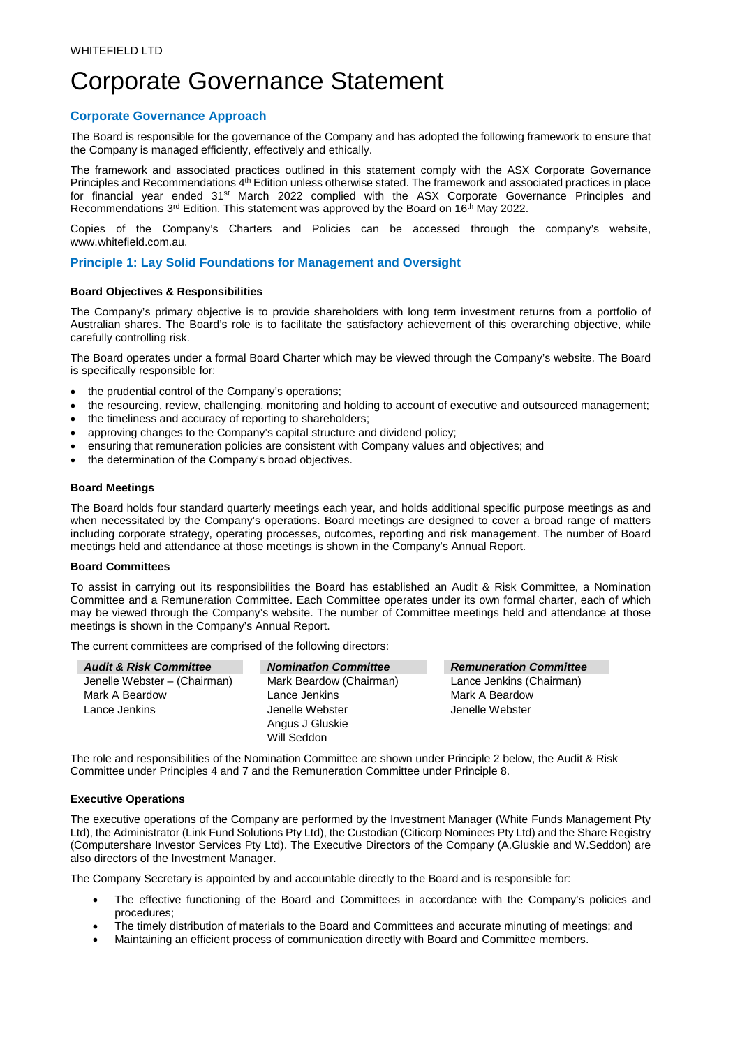WHITEFIELD LTD

# Corporate Governance Statement

## Corporate Governance Approach

The Board is responsible for the governance of the Company and has adopted the following framework to ensure that the Company is managed efficiently, effectively and ethically.

The framework and associated practices outlined in this statement comply with the ASX Corporate Governance Principles and Recommendations 4th Edition unless otherwise stated. The framework and associated practices in place for financial year ended 31st March 2022 complied with the ASX Corporate Governance Principles and Recommendations 3rd Edition. This statement was approved by the Board on 16th May 2022.

Copies of the Company's Charters and Policies can be accessed through the company's website, www.whitefield.com.au.

## Principle 1: Lay Solid Foundations for Management and Oversight

### Board Objectives & Responsibilities

The Company's primary objective is to provide shareholders with long term investment returns from a portfolio of Australian shares. The Board's role is to facilitate the satisfactory achievement of this overarching objective, while carefully controlling risk.

The Board operates under a formal Board Charter which may be viewed through the Company's website. The Board is specifically responsible for:

- the prudential control of the Company's operations;
- the resourcing, review, challenging, monitoring and holding to account of executive and outsourced management;
- the timeliness and accuracy of reporting to shareholders;
- approving changes to the Company's capital structure and dividend policy;
- ensuring that remuneration policies are consistent with Company values and objectives; and
- the determination of the Company's broad objectives.

### Board Meetings

The Board holds four standard quarterly meetings each year, and holds additional specific purpose meetings as and when necessitated by the Company's operations. Board meetings are designed to cover a broad range of matters including corporate strategy, operating processes, outcomes, reporting and risk management. The number of Board meetings held and attendance at those meetings is shown in the Company's Annual Report.

### Board Committees

To assist in carrying out its responsibilities the Board has established an Audit & Risk Committee, a Nomination Committee and a Remuneration Committee. Each Committee operates under its own formal charter, each of which may be viewed through the Company's website. The number of Committee meetings held and attendance at those meetings is shown in the Company's Annual Report.

The current committees are comprised of the following directors:

| *Audit & Risk Committee* | *Nomination Committee* | *Remuneration Committee* |
|---|---|---|
| Jenelle Webster – (Chairman) | Mark Beardow (Chairman) | Lance Jenkins (Chairman) |
| Mark A Beardow | Lance Jenkins | Mark A Beardow |
| Lance Jenkins | Jenelle Webster | Jenelle Webster |
| | Angus J Gluskie | |
| | Will Seddon | |

The role and responsibilities of the Nomination Committee are shown under Principle 2 below, the Audit & Risk Committee under Principles 4 and 7 and the Remuneration Committee under Principle 8.

### Executive Operations

The executive operations of the Company are performed by the Investment Manager (White Funds Management Pty Ltd), the Administrator (Link Fund Solutions Pty Ltd), the Custodian (Citicorp Nominees Pty Ltd) and the Share Registry (Computershare Investor Services Pty Ltd). The Executive Directors of the Company (A.Gluskie and W.Seddon) are also directors of the Investment Manager.

The Company Secretary is appointed by and accountable directly to the Board and is responsible for:

- The effective functioning of the Board and Committees in accordance with the Company's policies and procedures;
- The timely distribution of materials to the Board and Committees and accurate minuting of meetings; and
- Maintaining an efficient process of communication directly with Board and Committee members.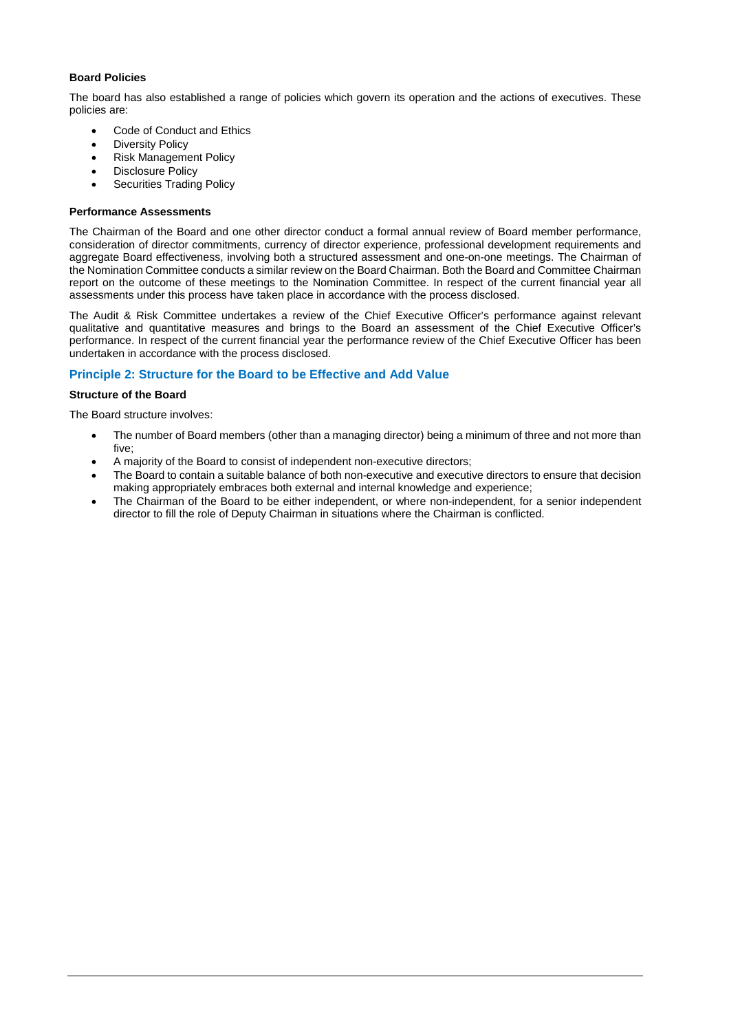**Board Policies**

The board has also established a range of policies which govern its operation and the actions of executives. These policies are:

- Code of Conduct and Ethics
- Diversity Policy
- Risk Management Policy
- Disclosure Policy
- Securities Trading Policy

**Performance Assessments**

The Chairman of the Board and one other director conduct a formal annual review of Board member performance, consideration of director commitments, currency of director experience, professional development requirements and aggregate Board effectiveness, involving both a structured assessment and one-on-one meetings. The Chairman of the Nomination Committee conducts a similar review on the Board Chairman. Both the Board and Committee Chairman report on the outcome of these meetings to the Nomination Committee. In respect of the current financial year all assessments under this process have taken place in accordance with the process disclosed.

The Audit & Risk Committee undertakes a review of the Chief Executive Officer's performance against relevant qualitative and quantitative measures and brings to the Board an assessment of the Chief Executive Officer's performance. In respect of the current financial year the performance review of the Chief Executive Officer has been undertaken in accordance with the process disclosed.

## Principle 2: Structure for the Board to be Effective and Add Value

**Structure of the Board**

The Board structure involves:

- The number of Board members (other than a managing director) being a minimum of three and not more than five;
- A majority of the Board to consist of independent non-executive directors;
- The Board to contain a suitable balance of both non-executive and executive directors to ensure that decision making appropriately embraces both external and internal knowledge and experience;
- The Chairman of the Board to be either independent, or where non-independent, for a senior independent director to fill the role of Deputy Chairman in situations where the Chairman is conflicted.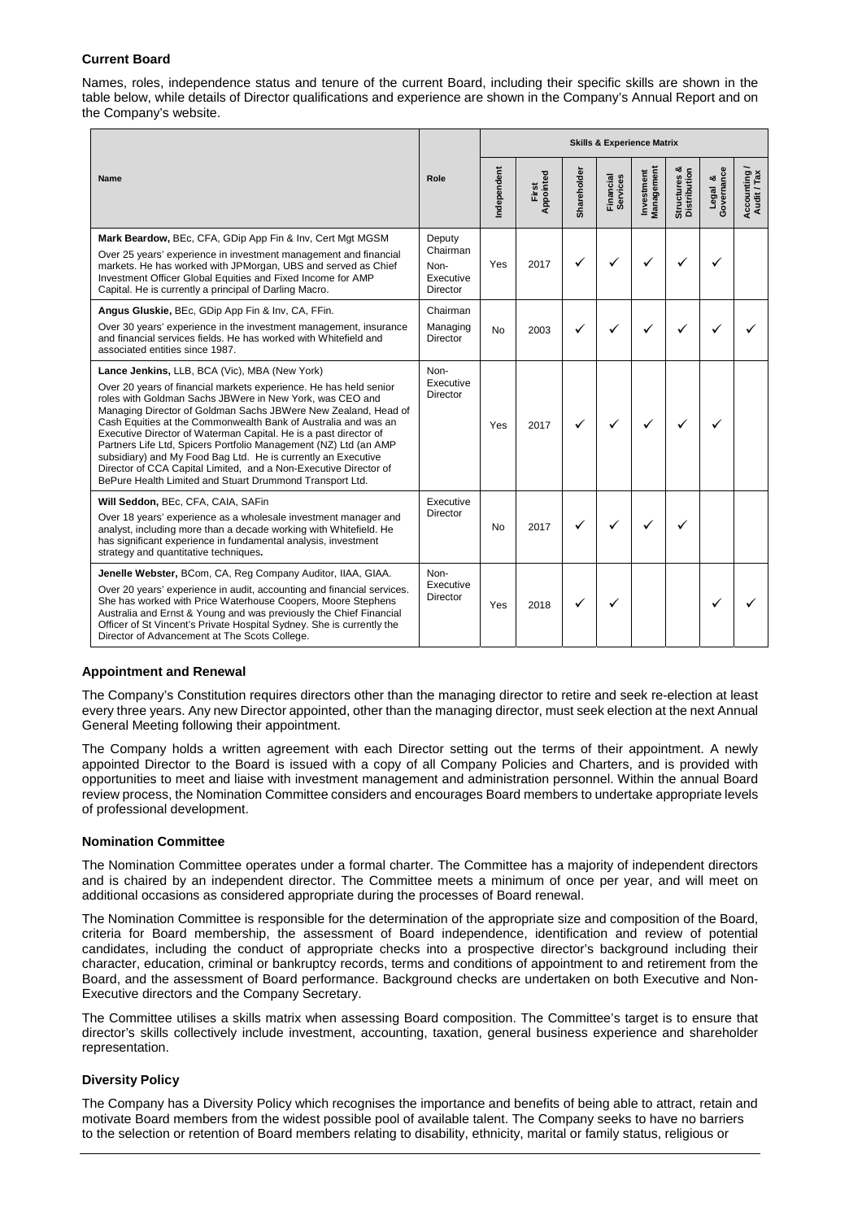### Current Board

Names, roles, independence status and tenure of the current Board, including their specific skills are shown in the table below, while details of Director qualifications and experience are shown in the Company's Annual Report and on the Company's website.

| Name | Role | Skills & Experience Matrix | | | | | | | |
|---|---|---|---|---|---|---|---|---|---|
| | | Independent | First Appointed | Shareholder | Financial Services | Investment Management | Structures & Distribution | Legal & Governance | Accounting / Audit / Tax |
| **Mark Beardow,** BEc, CFA, GDip App Fin & Inv, Cert Mgt MGSM<br>Over 25 years' experience in investment management and financial markets. He has worked with JPMorgan, UBS and served as Chief Investment Officer Global Equities and Fixed Income for AMP Capital. He is currently a principal of Darling Macro. | Deputy Chairman<br>Non-Executive Director | Yes | 2017 | ✓ | ✓ | ✓ | ✓ | ✓ | |
| **Angus Gluskie,** BEc, GDip App Fin & Inv, CA, FFin.<br>Over 30 years' experience in the investment management, insurance and financial services fields. He has worked with Whitefield and associated entities since 1987. | Chairman<br>Managing Director | No | 2003 | ✓ | ✓ | ✓ | ✓ | ✓ | ✓ |
| **Lance Jenkins,** LLB, BCA (Vic), MBA (New York)<br>Over 20 years of financial markets experience. He has held senior roles with Goldman Sachs JBWere in New York, was CEO and Managing Director of Goldman Sachs JBWere New Zealand, Head of Cash Equities at the Commonwealth Bank of Australia and was an Executive Director of Waterman Capital. He is a past director of Partners Life Ltd, Spicers Portfolio Management (NZ) Ltd (an AMP subsidiary) and My Food Bag Ltd. He is currently an Executive Director of CCA Capital Limited, and a Non-Executive Director of BePure Health Limited and Stuart Drummond Transport Ltd. | Non-Executive Director | Yes | 2017 | ✓ | ✓ | ✓ | ✓ | ✓ | |
| **Will Seddon,** BEc, CFA, CAIA, SAFin<br>Over 18 years' experience as a wholesale investment manager and analyst, including more than a decade working with Whitefield. He has significant experience in fundamental analysis, investment strategy and quantitative techniques**.** | Executive Director | No | 2017 | ✓ | ✓ | ✓ | ✓ | | |
| **Jenelle Webster,** BCom, CA, Reg Company Auditor, IIAA, GIAA.<br>Over 20 years' experience in audit, accounting and financial services. She has worked with Price Waterhouse Coopers, Moore Stephens Australia and Ernst & Young and was previously the Chief Financial Officer of St Vincent's Private Hospital Sydney. She is currently the Director of Advancement at The Scots College. | Non-Executive Director | Yes | 2018 | ✓ | ✓ | | | ✓ | ✓ |

### Appointment and Renewal

The Company's Constitution requires directors other than the managing director to retire and seek re-election at least every three years. Any new Director appointed, other than the managing director, must seek election at the next Annual General Meeting following their appointment.

The Company holds a written agreement with each Director setting out the terms of their appointment. A newly appointed Director to the Board is issued with a copy of all Company Policies and Charters, and is provided with opportunities to meet and liaise with investment management and administration personnel. Within the annual Board review process, the Nomination Committee considers and encourages Board members to undertake appropriate levels of professional development.

### Nomination Committee

The Nomination Committee operates under a formal charter. The Committee has a majority of independent directors and is chaired by an independent director. The Committee meets a minimum of once per year, and will meet on additional occasions as considered appropriate during the processes of Board renewal.

The Nomination Committee is responsible for the determination of the appropriate size and composition of the Board, criteria for Board membership, the assessment of Board independence, identification and review of potential candidates, including the conduct of appropriate checks into a prospective director's background including their character, education, criminal or bankruptcy records, terms and conditions of appointment to and retirement from the Board, and the assessment of Board performance. Background checks are undertaken on both Executive and Non-Executive directors and the Company Secretary.

The Committee utilises a skills matrix when assessing Board composition. The Committee's target is to ensure that director's skills collectively include investment, accounting, taxation, general business experience and shareholder representation.

### Diversity Policy

The Company has a Diversity Policy which recognises the importance and benefits of being able to attract, retain and motivate Board members from the widest possible pool of available talent. The Company seeks to have no barriers to the selection or retention of Board members relating to disability, ethnicity, marital or family status, religious or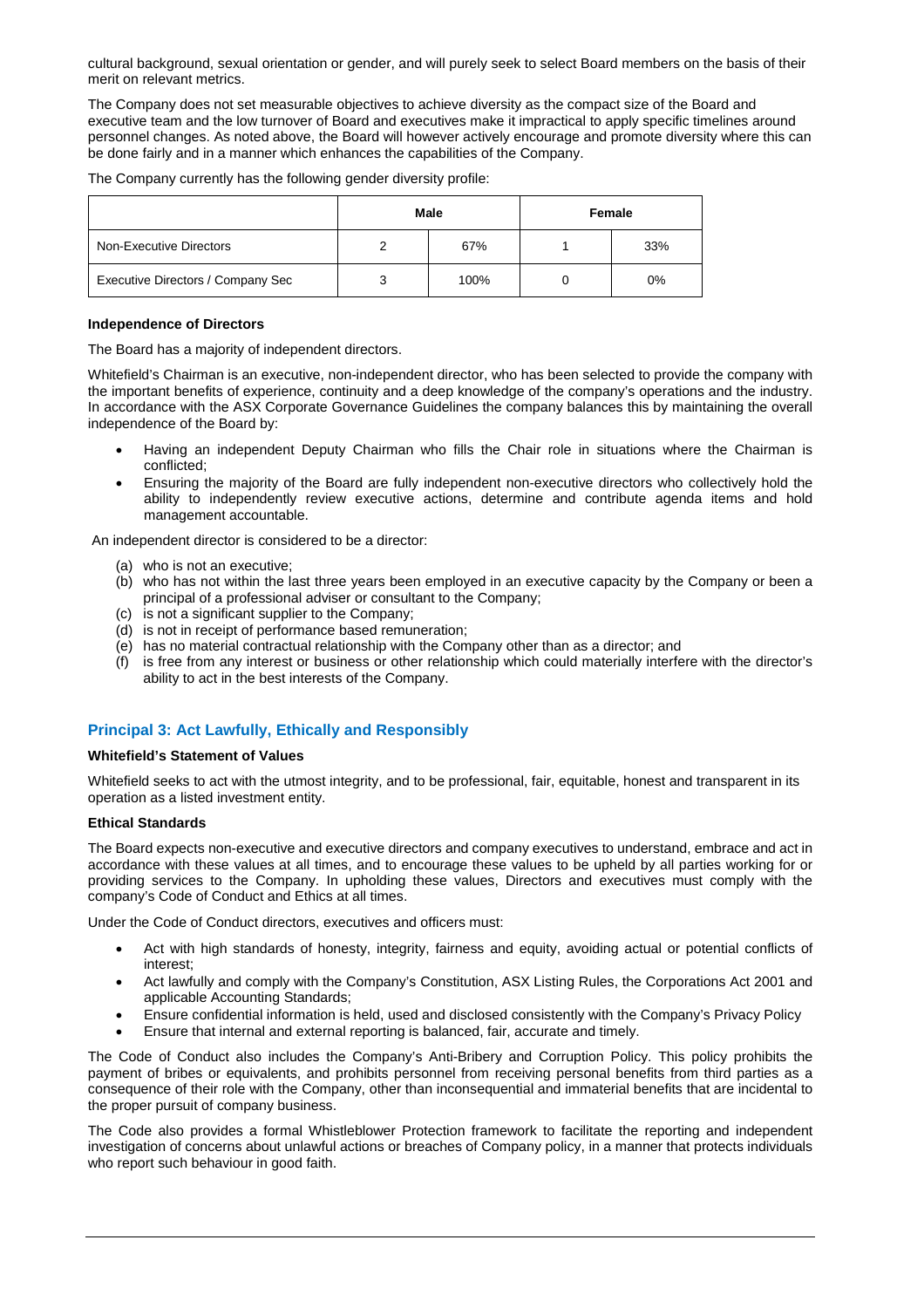cultural background, sexual orientation or gender, and will purely seek to select Board members on the basis of their merit on relevant metrics.

The Company does not set measurable objectives to achieve diversity as the compact size of the Board and executive team and the low turnover of Board and executives make it impractical to apply specific timelines around personnel changes. As noted above, the Board will however actively encourage and promote diversity where this can be done fairly and in a manner which enhances the capabilities of the Company.

The Company currently has the following gender diversity profile:

| | Male | | Female | |
|---|---|---|---|---|
| Non-Executive Directors | 2 | 67% | 1 | 33% |
| Executive Directors / Company Sec | 3 | 100% | 0 | 0% |

**Independence of Directors**

The Board has a majority of independent directors.

Whitefield's Chairman is an executive, non-independent director, who has been selected to provide the company with the important benefits of experience, continuity and a deep knowledge of the company's operations and the industry. In accordance with the ASX Corporate Governance Guidelines the company balances this by maintaining the overall independence of the Board by:

- Having an independent Deputy Chairman who fills the Chair role in situations where the Chairman is conflicted;
- Ensuring the majority of the Board are fully independent non-executive directors who collectively hold the ability to independently review executive actions, determine and contribute agenda items and hold management accountable.

An independent director is considered to be a director:

(a) who is not an executive;
(b) who has not within the last three years been employed in an executive capacity by the Company or been a principal of a professional adviser or consultant to the Company;
(c) is not a significant supplier to the Company;
(d) is not in receipt of performance based remuneration;
(e) has no material contractual relationship with the Company other than as a director; and
(f) is free from any interest or business or other relationship which could materially interfere with the director's ability to act in the best interests of the Company.

## Principal 3: Act Lawfully, Ethically and Responsibly

**Whitefield's Statement of Values**

Whitefield seeks to act with the utmost integrity, and to be professional, fair, equitable, honest and transparent in its operation as a listed investment entity.

**Ethical Standards**

The Board expects non-executive and executive directors and company executives to understand, embrace and act in accordance with these values at all times, and to encourage these values to be upheld by all parties working for or providing services to the Company. In upholding these values, Directors and executives must comply with the company's Code of Conduct and Ethics at all times.

Under the Code of Conduct directors, executives and officers must:

- Act with high standards of honesty, integrity, fairness and equity, avoiding actual or potential conflicts of interest;
- Act lawfully and comply with the Company's Constitution, ASX Listing Rules, the Corporations Act 2001 and applicable Accounting Standards;
- Ensure confidential information is held, used and disclosed consistently with the Company's Privacy Policy
- Ensure that internal and external reporting is balanced, fair, accurate and timely.

The Code of Conduct also includes the Company's Anti-Bribery and Corruption Policy. This policy prohibits the payment of bribes or equivalents, and prohibits personnel from receiving personal benefits from third parties as a consequence of their role with the Company, other than inconsequential and immaterial benefits that are incidental to the proper pursuit of company business.

The Code also provides a formal Whistleblower Protection framework to facilitate the reporting and independent investigation of concerns about unlawful actions or breaches of Company policy, in a manner that protects individuals who report such behaviour in good faith.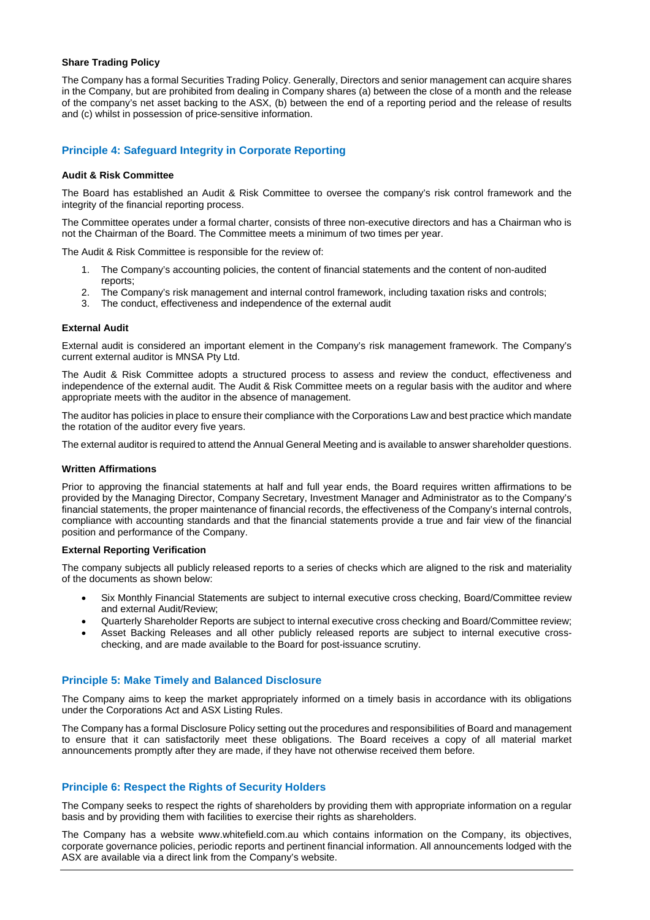#### Share Trading Policy

The Company has a formal Securities Trading Policy. Generally, Directors and senior management can acquire shares in the Company, but are prohibited from dealing in Company shares (a) between the close of a month and the release of the company's net asset backing to the ASX, (b) between the end of a reporting period and the release of results and (c) whilst in possession of price-sensitive information.

## Principle 4: Safeguard Integrity in Corporate Reporting

#### Audit & Risk Committee

The Board has established an Audit & Risk Committee to oversee the company's risk control framework and the integrity of the financial reporting process.

The Committee operates under a formal charter, consists of three non-executive directors and has a Chairman who is not the Chairman of the Board. The Committee meets a minimum of two times per year.

The Audit & Risk Committee is responsible for the review of:

1. The Company's accounting policies, the content of financial statements and the content of non-audited reports;
2. The Company's risk management and internal control framework, including taxation risks and controls;
3. The conduct, effectiveness and independence of the external audit

#### External Audit

External audit is considered an important element in the Company's risk management framework. The Company's current external auditor is MNSA Pty Ltd.

The Audit & Risk Committee adopts a structured process to assess and review the conduct, effectiveness and independence of the external audit. The Audit & Risk Committee meets on a regular basis with the auditor and where appropriate meets with the auditor in the absence of management.

The auditor has policies in place to ensure their compliance with the Corporations Law and best practice which mandate the rotation of the auditor every five years.

The external auditor is required to attend the Annual General Meeting and is available to answer shareholder questions.

#### Written Affirmations

Prior to approving the financial statements at half and full year ends, the Board requires written affirmations to be provided by the Managing Director, Company Secretary, Investment Manager and Administrator as to the Company's financial statements, the proper maintenance of financial records, the effectiveness of the Company's internal controls, compliance with accounting standards and that the financial statements provide a true and fair view of the financial position and performance of the Company.

#### External Reporting Verification

The company subjects all publicly released reports to a series of checks which are aligned to the risk and materiality of the documents as shown below:

- Six Monthly Financial Statements are subject to internal executive cross checking, Board/Committee review and external Audit/Review;
- Quarterly Shareholder Reports are subject to internal executive cross checking and Board/Committee review;
- Asset Backing Releases and all other publicly released reports are subject to internal executive cross-checking, and are made available to the Board for post-issuance scrutiny.

## Principle 5: Make Timely and Balanced Disclosure

The Company aims to keep the market appropriately informed on a timely basis in accordance with its obligations under the Corporations Act and ASX Listing Rules.

The Company has a formal Disclosure Policy setting out the procedures and responsibilities of Board and management to ensure that it can satisfactorily meet these obligations. The Board receives a copy of all material market announcements promptly after they are made, if they have not otherwise received them before.

## Principle 6: Respect the Rights of Security Holders

The Company seeks to respect the rights of shareholders by providing them with appropriate information on a regular basis and by providing them with facilities to exercise their rights as shareholders.

The Company has a website www.whitefield.com.au which contains information on the Company, its objectives, corporate governance policies, periodic reports and pertinent financial information. All announcements lodged with the ASX are available via a direct link from the Company's website.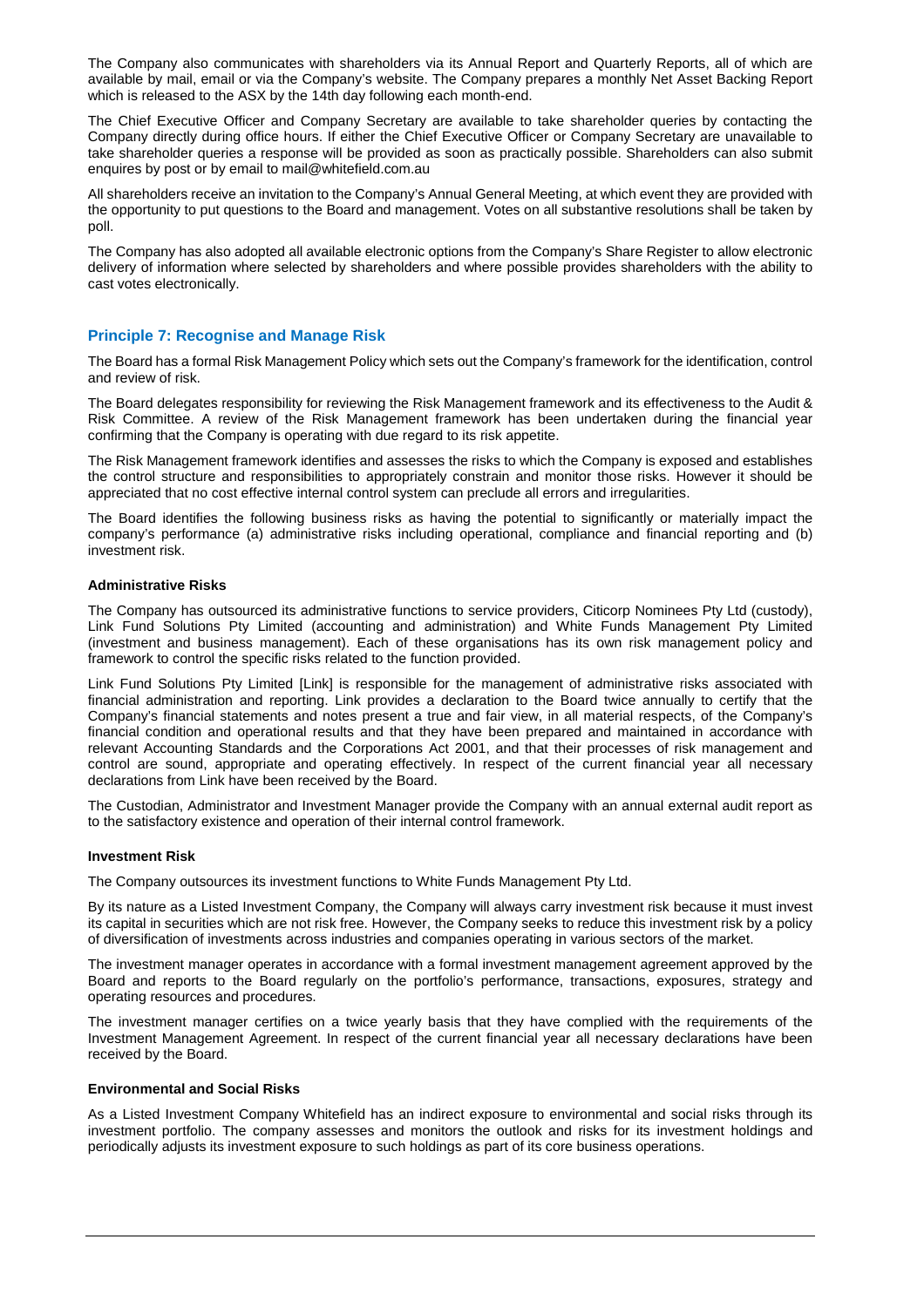The Company also communicates with shareholders via its Annual Report and Quarterly Reports, all of which are available by mail, email or via the Company's website. The Company prepares a monthly Net Asset Backing Report which is released to the ASX by the 14th day following each month-end.

The Chief Executive Officer and Company Secretary are available to take shareholder queries by contacting the Company directly during office hours. If either the Chief Executive Officer or Company Secretary are unavailable to take shareholder queries a response will be provided as soon as practically possible. Shareholders can also submit enquires by post or by email to mail@whitefield.com.au

All shareholders receive an invitation to the Company's Annual General Meeting, at which event they are provided with the opportunity to put questions to the Board and management. Votes on all substantive resolutions shall be taken by poll.

The Company has also adopted all available electronic options from the Company's Share Register to allow electronic delivery of information where selected by shareholders and where possible provides shareholders with the ability to cast votes electronically.

## Principle 7: Recognise and Manage Risk

The Board has a formal Risk Management Policy which sets out the Company's framework for the identification, control and review of risk.

The Board delegates responsibility for reviewing the Risk Management framework and its effectiveness to the Audit & Risk Committee. A review of the Risk Management framework has been undertaken during the financial year confirming that the Company is operating with due regard to its risk appetite.

The Risk Management framework identifies and assesses the risks to which the Company is exposed and establishes the control structure and responsibilities to appropriately constrain and monitor those risks. However it should be appreciated that no cost effective internal control system can preclude all errors and irregularities.

The Board identifies the following business risks as having the potential to significantly or materially impact the company's performance (a) administrative risks including operational, compliance and financial reporting and (b) investment risk.

**Administrative Risks**

The Company has outsourced its administrative functions to service providers, Citicorp Nominees Pty Ltd (custody), Link Fund Solutions Pty Limited (accounting and administration) and White Funds Management Pty Limited (investment and business management). Each of these organisations has its own risk management policy and framework to control the specific risks related to the function provided.

Link Fund Solutions Pty Limited [Link] is responsible for the management of administrative risks associated with financial administration and reporting. Link provides a declaration to the Board twice annually to certify that the Company's financial statements and notes present a true and fair view, in all material respects, of the Company's financial condition and operational results and that they have been prepared and maintained in accordance with relevant Accounting Standards and the Corporations Act 2001, and that their processes of risk management and control are sound, appropriate and operating effectively. In respect of the current financial year all necessary declarations from Link have been received by the Board.

The Custodian, Administrator and Investment Manager provide the Company with an annual external audit report as to the satisfactory existence and operation of their internal control framework.

**Investment Risk**

The Company outsources its investment functions to White Funds Management Pty Ltd.

By its nature as a Listed Investment Company, the Company will always carry investment risk because it must invest its capital in securities which are not risk free. However, the Company seeks to reduce this investment risk by a policy of diversification of investments across industries and companies operating in various sectors of the market.

The investment manager operates in accordance with a formal investment management agreement approved by the Board and reports to the Board regularly on the portfolio's performance, transactions, exposures, strategy and operating resources and procedures.

The investment manager certifies on a twice yearly basis that they have complied with the requirements of the Investment Management Agreement. In respect of the current financial year all necessary declarations have been received by the Board.

**Environmental and Social Risks**

As a Listed Investment Company Whitefield has an indirect exposure to environmental and social risks through its investment portfolio. The company assesses and monitors the outlook and risks for its investment holdings and periodically adjusts its investment exposure to such holdings as part of its core business operations.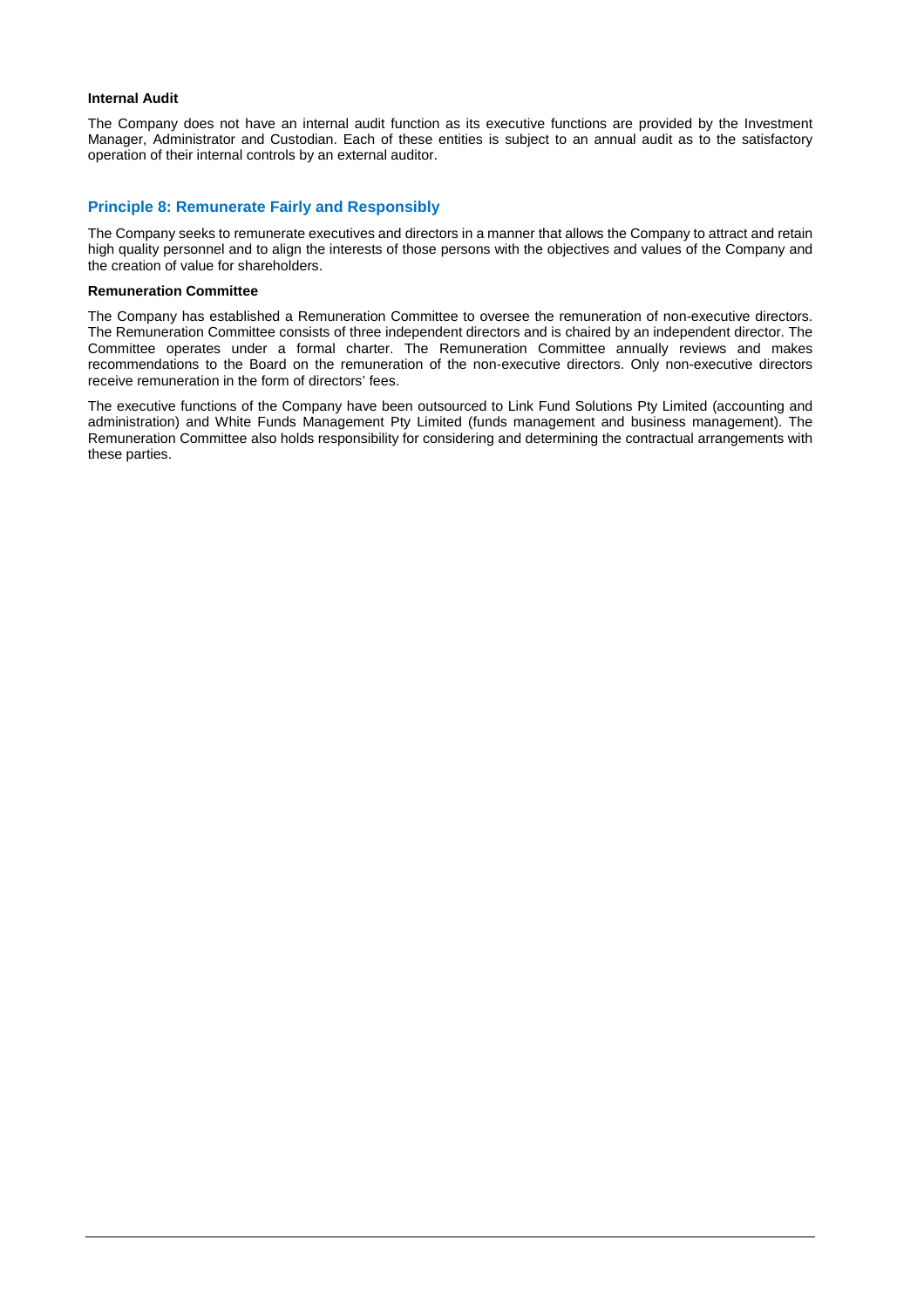**Internal Audit**

The Company does not have an internal audit function as its executive functions are provided by the Investment Manager, Administrator and Custodian. Each of these entities is subject to an annual audit as to the satisfactory operation of their internal controls by an external auditor.

## Principle 8: Remunerate Fairly and Responsibly

The Company seeks to remunerate executives and directors in a manner that allows the Company to attract and retain high quality personnel and to align the interests of those persons with the objectives and values of the Company and the creation of value for shareholders.

**Remuneration Committee**

The Company has established a Remuneration Committee to oversee the remuneration of non-executive directors. The Remuneration Committee consists of three independent directors and is chaired by an independent director. The Committee operates under a formal charter. The Remuneration Committee annually reviews and makes recommendations to the Board on the remuneration of the non-executive directors. Only non-executive directors receive remuneration in the form of directors' fees.

The executive functions of the Company have been outsourced to Link Fund Solutions Pty Limited (accounting and administration) and White Funds Management Pty Limited (funds management and business management). The Remuneration Committee also holds responsibility for considering and determining the contractual arrangements with these parties.